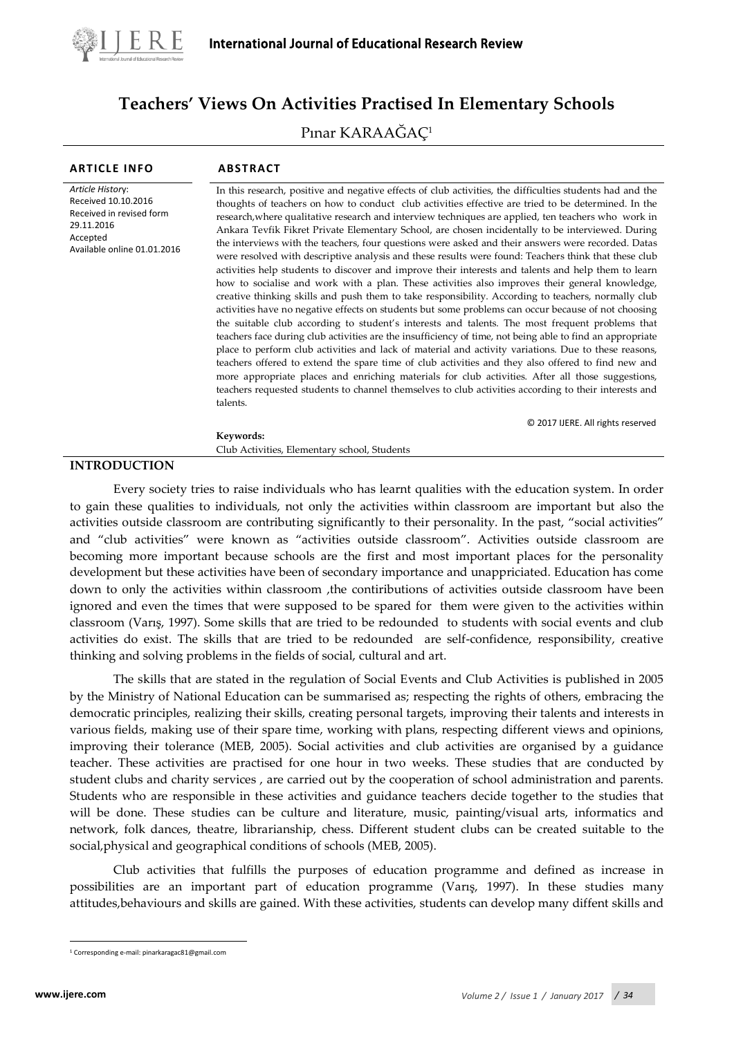# Teachers' Views On Activities Practised In Elementary Schools

Pınar KARAAĞAÇ[1]

**ARTICLE INFO**

*Article History*:
Received 10.10.2016
Received in revised form 29.11.2016
Accepted
Available online 01.01.2016

**ABSTRACT**

In this research, positive and negative effects of club activities, the difficulties students had and the thoughts of teachers on how to conduct club activities effective are tried to be determined. In the research,where qualitative research and interview techniques are applied, ten teachers who work in Ankara Tevfik Fikret Private Elementary School, are chosen incidentally to be interviewed. During the interviews with the teachers, four questions were asked and their answers were recorded. Datas were resolved with descriptive analysis and these results were found: Teachers think that these club activities help students to discover and improve their interests and talents and help them to learn how to socialise and work with a plan. These activities also improves their general knowledge, creative thinking skills and push them to take responsibility. According to teachers, normally club activities have no negative effects on students but some problems can occur because of not choosing the suitable club according to student's interests and talents. The most frequent problems that teachers face during club activities are the insufficiency of time, not being able to find an appropriate place to perform club activities and lack of material and activity variations. Due to these reasons, teachers offered to extend the spare time of club activities and they also offered to find new and more appropriate places and enriching materials for club activities. After all those suggestions, teachers requested students to channel themselves to club activities according to their interests and talents.

© 2017 IJERE. All rights reserved

**Keywords:**
Club Activities, Elementary school, Students

## INTRODUCTION

Every society tries to raise individuals who has learnt qualities with the education system. In order to gain these qualities to individuals, not only the activities within classroom are important but also the activities outside classroom are contributing significantly to their personality. In the past, "social activities" and "club activities" were known as "activities outside classroom". Activities outside classroom are becoming more important because schools are the first and most important places for the personality development but these activities have been of secondary importance and unappriciated. Education has come down to only the activities within classroom ,the contiributions of activities outside classroom have been ignored and even the times that were supposed to be spared for them were given to the activities within classroom (Varış, 1997). Some skills that are tried to be redounded to students with social events and club activities do exist. The skills that are tried to be redounded are self-confidence, responsibility, creative thinking and solving problems in the fields of social, cultural and art.

The skills that are stated in the regulation of Social Events and Club Activities is published in 2005 by the Ministry of National Education can be summarised as; respecting the rights of others, embracing the democratic principles, realizing their skills, creating personal targets, improving their talents and interests in various fields, making use of their spare time, working with plans, respecting different views and opinions, improving their tolerance (MEB, 2005). Social activities and club activities are organised by a guidance teacher. These activities are practised for one hour in two weeks. These studies that are conducted by student clubs and charity services , are carried out by the cooperation of school administration and parents. Students who are responsible in these activities and guidance teachers decide together to the studies that will be done. These studies can be culture and literature, music, painting/visual arts, informatics and network, folk dances, theatre, librarianship, chess. Different student clubs can be created suitable to the social,physical and geographical conditions of schools (MEB, 2005).

Club activities that fulfills the purposes of education programme and defined as increase in possibilities are an important part of education programme (Varış, 1997). In these studies many attitudes,behaviours and skills are gained. With these activities, students can develop many diffent skills and

[1] Corresponding e-mail: pinarkaragac81@gmail.com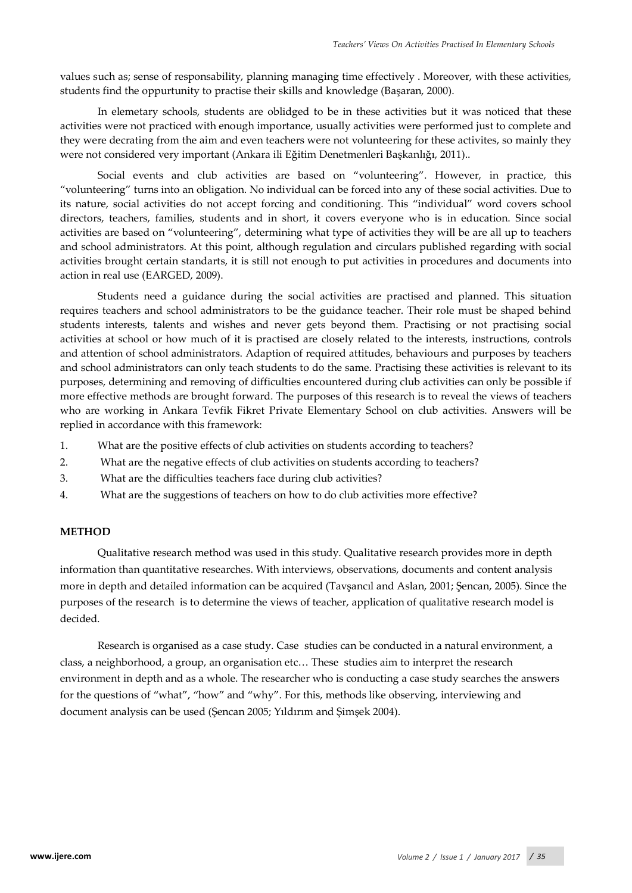values such as; sense of responsability, planning managing time effectively . Moreover, with these activities, students find the oppurtunity to practise their skills and knowledge (Başaran, 2000).

In elemetary schools, students are oblidged to be in these activities but it was noticed that these activities were not practiced with enough importance, usually activities were performed just to complete and they were decrating from the aim and even teachers were not volunteering for these activites, so mainly they were not considered very important (Ankara ili Eğitim Denetmenleri Başkanlığı, 2011)..

Social events and club activities are based on "volunteering". However, in practice, this "volunteering" turns into an obligation. No individual can be forced into any of these social activities. Due to its nature, social activities do not accept forcing and conditioning. This "individual" word covers school directors, teachers, families, students and in short, it covers everyone who is in education. Since social activities are based on "volunteering", determining what type of activities they will be are all up to teachers and school administrators. At this point, although regulation and circulars published regarding with social activities brought certain standarts, it is still not enough to put activities in procedures and documents into action in real use (EARGED, 2009).

Students need a guidance during the social activities are practised and planned. This situation requires teachers and school administrators to be the guidance teacher. Their role must be shaped behind students interests, talents and wishes and never gets beyond them. Practising or not practising social activities at school or how much of it is practised are closely related to the interests, instructions, controls and attention of school administrators. Adaption of required attitudes, behaviours and purposes by teachers and school administrators can only teach students to do the same. Practising these activities is relevant to its purposes, determining and removing of difficulties encountered during club activities can only be possible if more effective methods are brought forward. The purposes of this research is to reveal the views of teachers who are working in Ankara Tevfik Fikret Private Elementary School on club activities. Answers will be replied in accordance with this framework:

1. What are the positive effects of club activities on students according to teachers?
2. What are the negative effects of club activities on students according to teachers?
3. What are the difficulties teachers face during club activities?
4. What are the suggestions of teachers on how to do club activities more effective?

## METHOD

Qualitative research method was used in this study. Qualitative research provides more in depth information than quantitative researches. With interviews, observations, documents and content analysis more in depth and detailed information can be acquired (Tavşancıl and Aslan, 2001; Şencan, 2005). Since the purposes of the research is to determine the views of teacher, application of qualitative research model is decided.

Research is organised as a case study. Case studies can be conducted in a natural environment, a class, a neighborhood, a group, an organisation etc… These studies aim to interpret the research environment in depth and as a whole. The researcher who is conducting a case study searches the answers for the questions of "what", "how" and "why". For this, methods like observing, interviewing and document analysis can be used (Şencan 2005; Yıldırım and Şimşek 2004).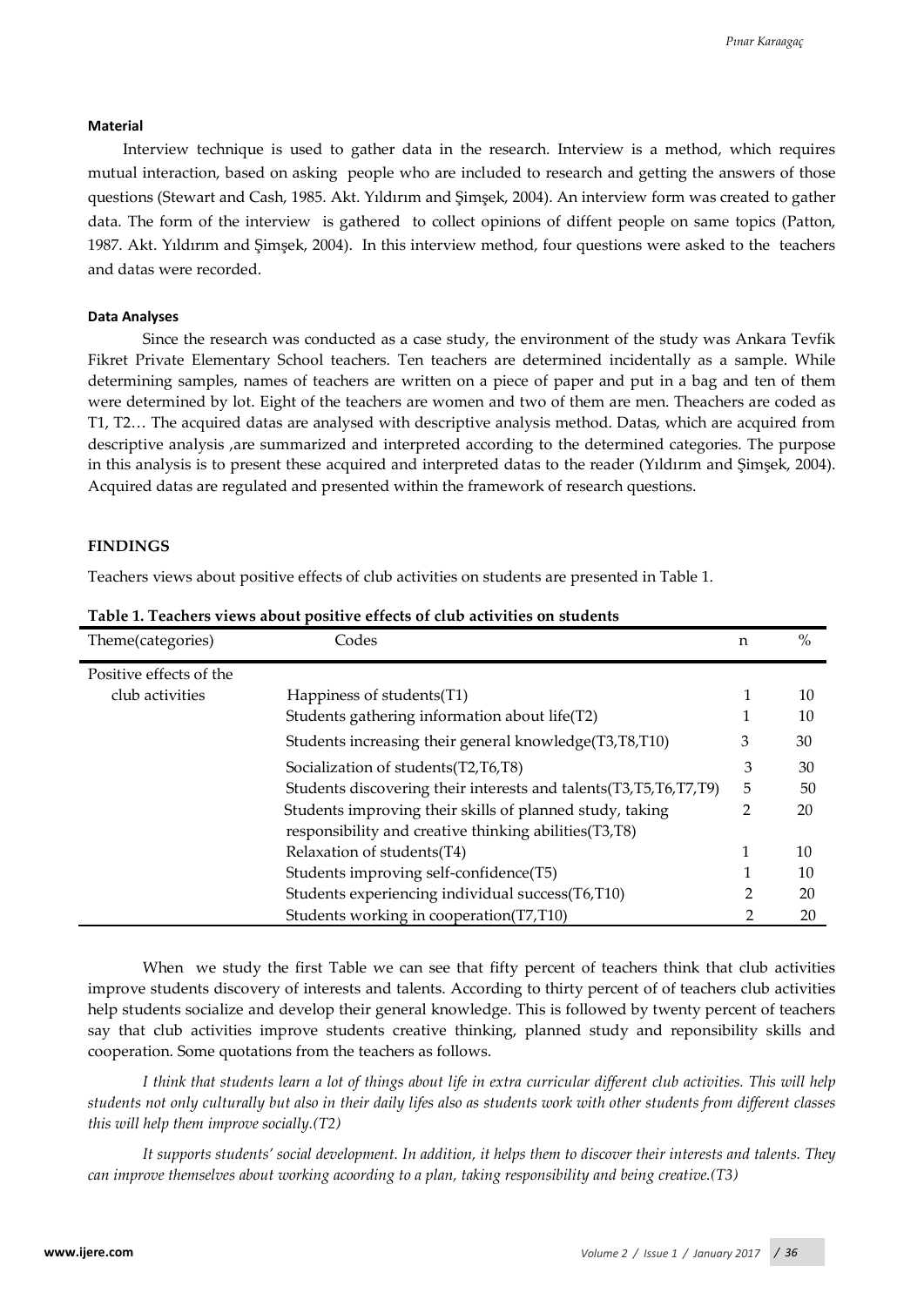#### Material

Interview technique is used to gather data in the research. Interview is a method, which requires mutual interaction, based on asking people who are included to research and getting the answers of those questions (Stewart and Cash, 1985. Akt. Yıldırım and Şimşek, 2004). An interview form was created to gather data. The form of the interview is gathered to collect opinions of diffent people on same topics (Patton, 1987. Akt. Yıldırım and Şimşek, 2004). In this interview method, four questions were asked to the teachers and datas were recorded.

#### Data Analyses

Since the research was conducted as a case study, the environment of the study was Ankara Tevfik Fikret Private Elementary School teachers. Ten teachers are determined incidentally as a sample. While determining samples, names of teachers are written on a piece of paper and put in a bag and ten of them were determined by lot. Eight of the teachers are women and two of them are men. Theachers are coded as T1, T2… The acquired datas are analysed with descriptive analysis method. Datas, which are acquired from descriptive analysis ,are summarized and interpreted according to the determined categories. The purpose in this analysis is to present these acquired and interpreted datas to the reader (Yıldırım and Şimşek, 2004). Acquired datas are regulated and presented within the framework of research questions.

## FINDINGS

Teachers views about positive effects of club activities on students are presented in Table 1.

**Table 1. Teachers views about positive effects of club activities on students**

| Theme(categories) | Codes | n | % |
|---|---|---|---|
| Positive effects of the club activities | Happiness of students(T1) | 1 | 10 |
| | Students gathering information about life(T2) | 1 | 10 |
| | Students increasing their general knowledge(T3,T8,T10) | 3 | 30 |
| | Socialization of students(T2,T6,T8) | 3 | 30 |
| | Students discovering their interests and talents(T3,T5,T6,T7,T9) | 5 | 50 |
| | Students improving their skills of planned study, taking responsibility and creative thinking abilities(T3,T8) | 2 | 20 |
| | Relaxation of students(T4) | 1 | 10 |
| | Students improving self-confidence(T5) | 1 | 10 |
| | Students experiencing individual success(T6,T10) | 2 | 20 |
| | Students working in cooperation(T7,T10) | 2 | 20 |

When we study the first Table we can see that fifty percent of teachers think that club activities improve students discovery of interests and talents. According to thirty percent of of teachers club activities help students socialize and develop their general knowledge. This is followed by twenty percent of teachers say that club activities improve students creative thinking, planned study and reponsibility skills and cooperation. Some quotations from the teachers as follows.

*I think that students learn a lot of things about life in extra curricular different club activities. This will help students not only culturally but also in their daily lifes also as students work with other students from different classes this will help them improve socially.(T2)*

*It supports students' social development. In addition, it helps them to discover their interests and talents. They can improve themselves about working acoording to a plan, taking responsibility and being creative.(T3)*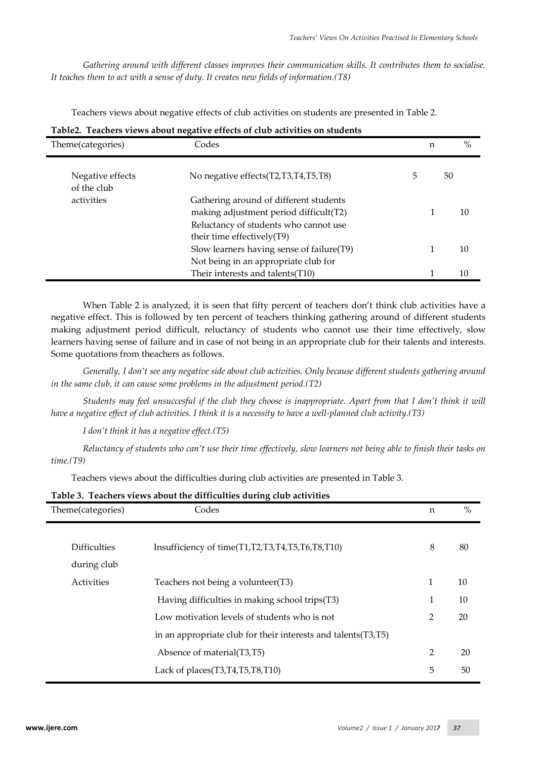*Gathering around with different classes improves their communication skills. It contributes them to socialise. It teaches them to act with a sense of duty. It creates new fields of information.(T8)*

Teachers views about negative effects of club activities on students are presented in Table 2.

**Table2. Teachers views about negative effects of club activities on students**

| Theme(categories) | Codes | n | % |
|---|---|---|---|
| Negative effects of the club activities | No negative effects(T2,T3,T4,T5,T8) | 5 | 50 |
| | Gathering around of different students making adjustment period difficult(T2) | 1 | 10 |
| | Reluctancy of students who cannot use their time effectively(T9) | | |
| | Slow learners having sense of failure(T9) | 1 | 10 |
| | Not being in an appropriate club for Their interests and talents(T10) | 1 | 10 |

When Table 2 is analyzed, it is seen that fifty percent of teachers don't think club activities have a negative effect. This is followed by ten percent of teachers thinking gathering around of different students making adjustment period difficult, reluctancy of students who cannot use their time effectively, slow learners having sense of failure and in case of not being in an appropriate club for their talents and interests. Some quotations from theachers as follows.

*Generally, I don't see any negative side about club activities. Only because different students gathering around in the same club, it can cause some problems in the adjustment period.(T2)*

*Students may feel unsuccesful if the club they choose is inappropriate. Apart from that I don't think it will have a negative effect of club activities. I think it is a necessity to have a well-planned club activity.(T3)*

*I don't think it has a negative effect.(T5)*

*Reluctancy of students who can't use their time effectively, slow learners not being able to finish their tasks on time.(T9)*

Teachers views about the difficulties during club activities are presented in Table 3.

**Table 3. Teachers views about the difficulties during club activities**

| Theme(categories) | Codes | n | % |
|---|---|---|---|
| Difficulties during club Activities | Insufficiency of time(T1,T2,T3,T4,T5,T6,T8,T10) | 8 | 80 |
| | Teachers not being a volunteer(T3) | 1 | 10 |
| | Having difficulties in making school trips(T3) | 1 | 10 |
| | Low motivation levels of students who is not in an appropriate club for their interests and talents(T3,T5) | 2 | 20 |
| | Absence of material(T3,T5) | 2 | 20 |
| | Lack of places(T3,T4,T5,T8,T10) | 5 | 50 |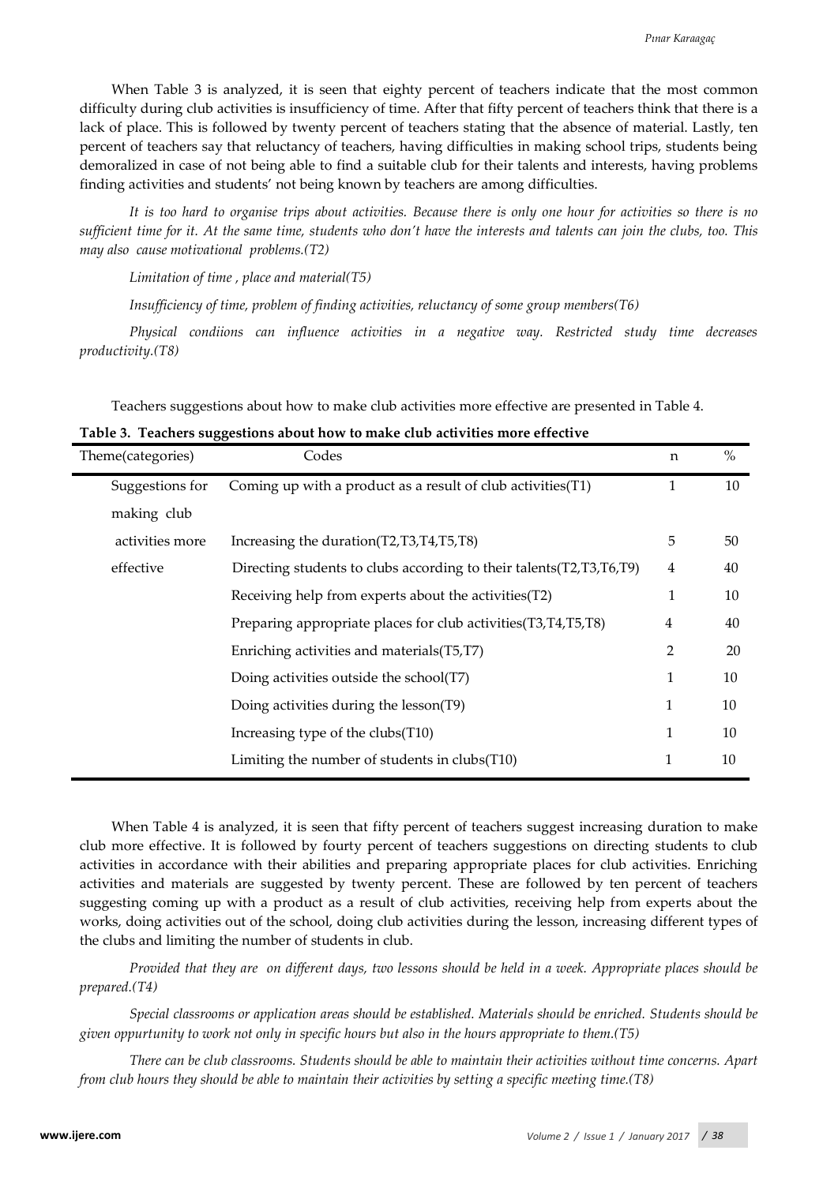When Table 3 is analyzed, it is seen that eighty percent of teachers indicate that the most common difficulty during club activities is insufficiency of time. After that fifty percent of teachers think that there is a lack of place. This is followed by twenty percent of teachers stating that the absence of material. Lastly, ten percent of teachers say that reluctancy of teachers, having difficulties in making school trips, students being demoralized in case of not being able to find a suitable club for their talents and interests, having problems finding activities and students' not being known by teachers are among difficulties.

*It is too hard to organise trips about activities. Because there is only one hour for activities so there is no sufficient time for it. At the same time, students who don't have the interests and talents can join the clubs, too. This may also cause motivational problems.(T2)*

*Limitation of time , place and material(T5)*

*Insufficiency of time, problem of finding activities, reluctancy of some group members(T6)*

*Physical condiions can influence activities in a negative way. Restricted study time decreases productivity.(T8)*

Teachers suggestions about how to make club activities more effective are presented in Table 4.

**Table 3. Teachers suggestions about how to make club activities more effective**

| Theme(categories) | Codes | n | % |
|---|---|---|---|
| Suggestions for making club activities more effective | Coming up with a product as a result of club activities(T1) | 1 | 10 |
| | Increasing the duration(T2,T3,T4,T5,T8) | 5 | 50 |
| | Directing students to clubs according to their talents(T2,T3,T6,T9) | 4 | 40 |
| | Receiving help from experts about the activities(T2) | 1 | 10 |
| | Preparing appropriate places for club activities(T3,T4,T5,T8) | 4 | 40 |
| | Enriching activities and materials(T5,T7) | 2 | 20 |
| | Doing activities outside the school(T7) | 1 | 10 |
| | Doing activities during the lesson(T9) | 1 | 10 |
| | Increasing type of the clubs(T10) | 1 | 10 |
| | Limiting the number of students in clubs(T10) | 1 | 10 |

When Table 4 is analyzed, it is seen that fifty percent of teachers suggest increasing duration to make club more effective. It is followed by fourty percent of teachers suggestions on directing students to club activities in accordance with their abilities and preparing appropriate places for club activities. Enriching activities and materials are suggested by twenty percent. These are followed by ten percent of teachers suggesting coming up with a product as a result of club activities, receiving help from experts about the works, doing activities out of the school, doing club activities during the lesson, increasing different types of the clubs and limiting the number of students in club.

*Provided that they are on different days, two lessons should be held in a week. Appropriate places should be prepared.(T4)*

*Special classrooms or application areas should be established. Materials should be enriched. Students should be given oppurtunity to work not only in specific hours but also in the hours appropriate to them.(T5)*

*There can be club classrooms. Students should be able to maintain their activities without time concerns. Apart from club hours they should be able to maintain their activities by setting a specific meeting time.(T8)*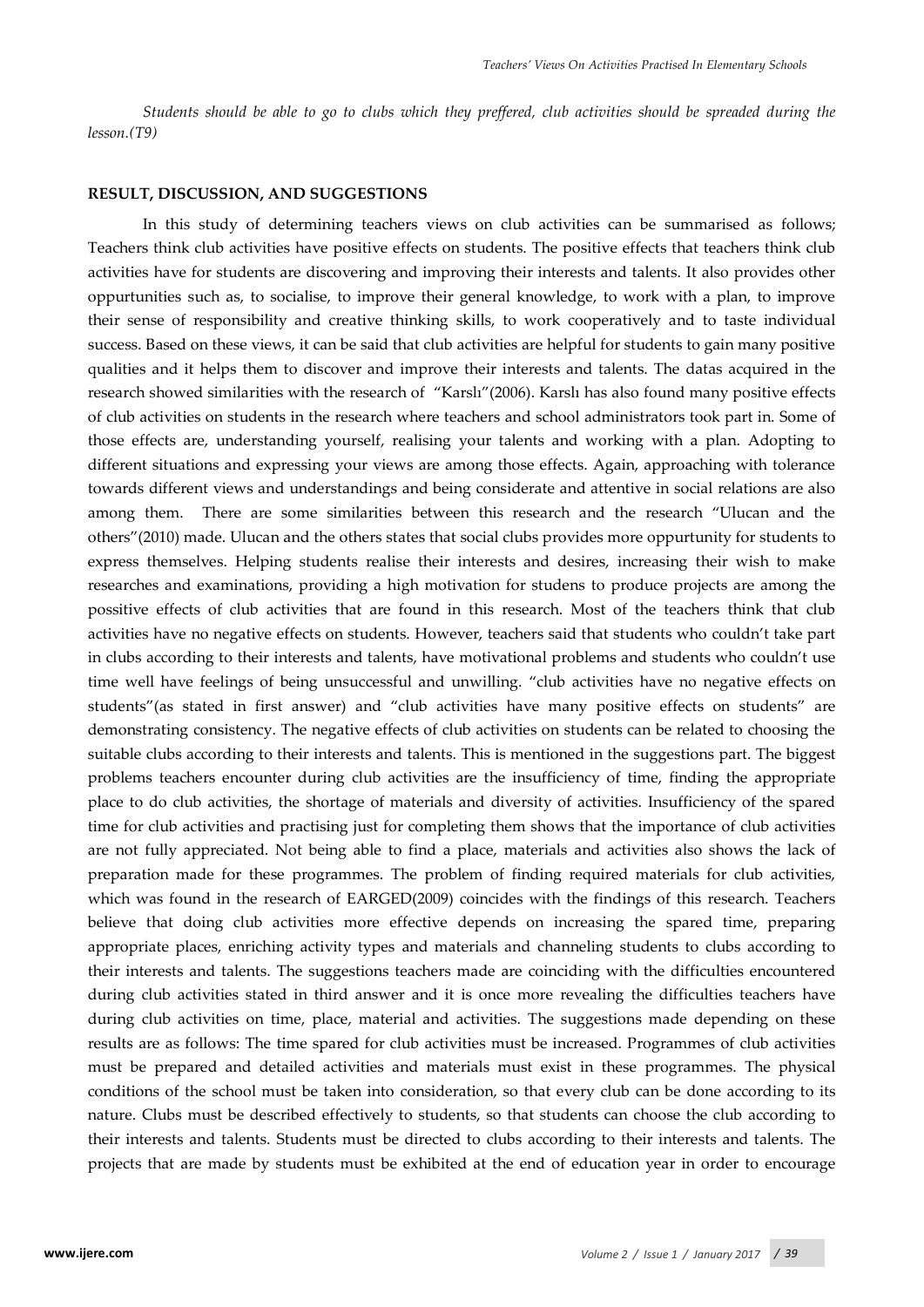*Students should be able to go to clubs which they preffered, club activities should be spreaded during the lesson.(T9)*

## RESULT, DISCUSSION, AND SUGGESTIONS

In this study of determining teachers views on club activities can be summarised as follows; Teachers think club activities have positive effects on students. The positive effects that teachers think club activities have for students are discovering and improving their interests and talents. It also provides other oppurtunities such as, to socialise, to improve their general knowledge, to work with a plan, to improve their sense of responsibility and creative thinking skills, to work cooperatively and to taste individual success. Based on these views, it can be said that club activities are helpful for students to gain many positive qualities and it helps them to discover and improve their interests and talents. The datas acquired in the research showed similarities with the research of "Karslı"(2006). Karslı has also found many positive effects of club activities on students in the research where teachers and school administrators took part in. Some of those effects are, understanding yourself, realising your talents and working with a plan. Adopting to different situations and expressing your views are among those effects. Again, approaching with tolerance towards different views and understandings and being considerate and attentive in social relations are also among them. There are some similarities between this research and the research "Ulucan and the others"(2010) made. Ulucan and the others states that social clubs provides more oppurtunity for students to express themselves. Helping students realise their interests and desires, increasing their wish to make researches and examinations, providing a high motivation for studens to produce projects are among the possitive effects of club activities that are found in this research. Most of the teachers think that club activities have no negative effects on students. However, teachers said that students who couldn't take part in clubs according to their interests and talents, have motivational problems and students who couldn't use time well have feelings of being unsuccessful and unwilling. "club activities have no negative effects on students"(as stated in first answer) and "club activities have many positive effects on students" are demonstrating consistency. The negative effects of club activities on students can be related to choosing the suitable clubs according to their interests and talents. This is mentioned in the suggestions part. The biggest problems teachers encounter during club activities are the insufficiency of time, finding the appropriate place to do club activities, the shortage of materials and diversity of activities. Insufficiency of the spared time for club activities and practising just for completing them shows that the importance of club activities are not fully appreciated. Not being able to find a place, materials and activities also shows the lack of preparation made for these programmes. The problem of finding required materials for club activities, which was found in the research of EARGED(2009) coincides with the findings of this research. Teachers believe that doing club activities more effective depends on increasing the spared time, preparing appropriate places, enriching activity types and materials and channeling students to clubs according to their interests and talents. The suggestions teachers made are coinciding with the difficulties encountered during club activities stated in third answer and it is once more revealing the difficulties teachers have during club activities on time, place, material and activities. The suggestions made depending on these results are as follows: The time spared for club activities must be increased. Programmes of club activities must be prepared and detailed activities and materials must exist in these programmes. The physical conditions of the school must be taken into consideration, so that every club can be done according to its nature. Clubs must be described effectively to students, so that students can choose the club according to their interests and talents. Students must be directed to clubs according to their interests and talents. The projects that are made by students must be exhibited at the end of education year in order to encourage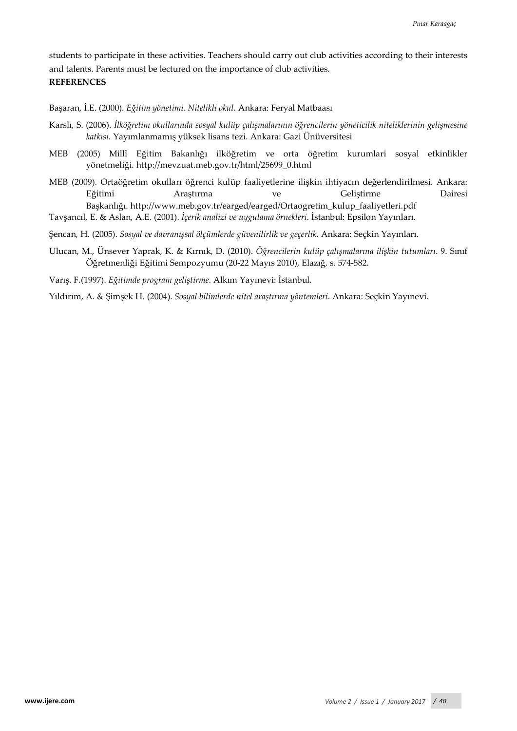students to participate in these activities. Teachers should carry out club activities according to their interests and talents. Parents must be lectured on the importance of club activities.

**REFERENCES**

Başaran, İ.E. (2000). *Eğitim yönetimi. Nitelikli okul*. Ankara: Feryal Matbaası

Karslı, S. (2006). *İlköğretim okullarında sosyal kulüp çalışmalarının öğrencilerin yöneticilik niteliklerinin gelişmesine katkısı.* Yayımlanmamış yüksek lisans tezi. Ankara: Gazi Ünüversitesi

MEB (2005) Millî Eğitim Bakanlığı ilköğretim ve orta öğretim kurumlari sosyal etkinlikler yönetmeliği. http://mevzuat.meb.gov.tr/html/25699_0.html

MEB (2009). Ortaöğretim okulları öğrenci kulüp faaliyetlerine ilişkin ihtiyacın değerlendirilmesi. Ankara: Eğitimi Araştırma ve Geliştirme Dairesi Başkanlığı. http://www.meb.gov.tr/earged/earged/Ortaogretim_kulup_faaliyetleri.pdf

Tavşancıl, E. & Aslan, A.E. (2001). *İçerik analizi ve uygulama örnekleri*. İstanbul: Epsilon Yayınları.

Şencan, H. (2005). *Sosyal ve davranışsal ölçümlerde güvenilirlik ve geçerlik*. Ankara: Seçkin Yayınları.

Ulucan, M., Ünsever Yaprak, K. & Kırnık, D. (2010). *Öğrencilerin kulüp çalışmalarına ilişkin tutumları*. 9. Sınıf Öğretmenliği Eğitimi Sempozyumu (20-22 Mayıs 2010), Elazığ, s. 574-582.

Varış. F.(1997). *Eğitimde program geliştirme*. Alkım Yayınevi: İstanbul.

Yıldırım, A. & Şimşek H. (2004). *Sosyal bilimlerde nitel araştırma yöntemleri*. Ankara: Seçkin Yayınevi.